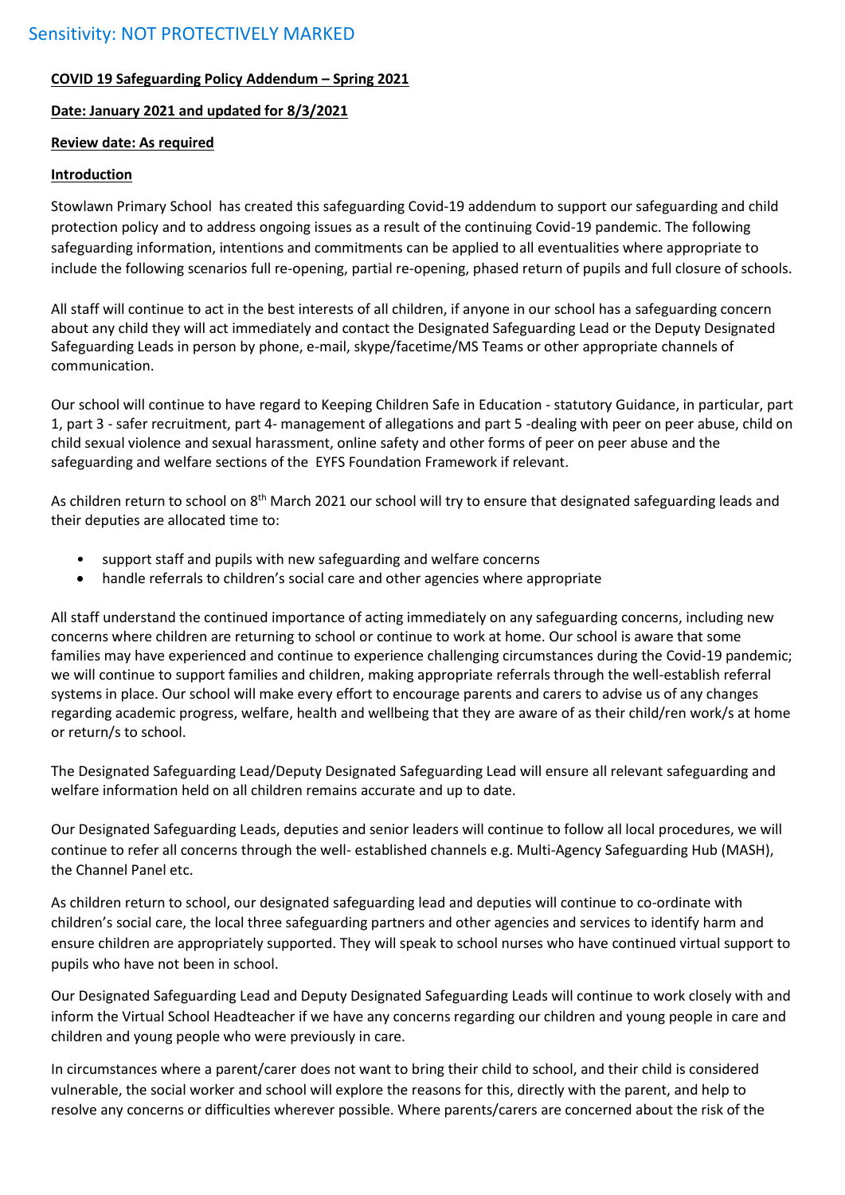Sensitivity: NOT PROTECTIVELY MARKED

**COVID 19 Safeguarding Policy Addendum – Spring 2021**

**Date: January 2021 and updated for 8/3/2021**

**Review date: As required**

**Introduction**

Stowlawn Primary School has created this safeguarding Covid-19 addendum to support our safeguarding and child protection policy and to address ongoing issues as a result of the continuing Covid-19 pandemic. The following safeguarding information, intentions and commitments can be applied to all eventualities where appropriate to include the following scenarios full re-opening, partial re-opening, phased return of pupils and full closure of schools.

All staff will continue to act in the best interests of all children, if anyone in our school has a safeguarding concern about any child they will act immediately and contact the Designated Safeguarding Lead or the Deputy Designated Safeguarding Leads in person by phone, e-mail, skype/facetime/MS Teams or other appropriate channels of communication.

Our school will continue to have regard to Keeping Children Safe in Education - statutory Guidance, in particular, part 1, part 3 - safer recruitment, part 4- management of allegations and part 5 -dealing with peer on peer abuse, child on child sexual violence and sexual harassment, online safety and other forms of peer on peer abuse and the safeguarding and welfare sections of the EYFS Foundation Framework if relevant.

As children return to school on 8th March 2021 our school will try to ensure that designated safeguarding leads and their deputies are allocated time to:

- support staff and pupils with new safeguarding and welfare concerns
- handle referrals to children's social care and other agencies where appropriate

All staff understand the continued importance of acting immediately on any safeguarding concerns, including new concerns where children are returning to school or continue to work at home. Our school is aware that some families may have experienced and continue to experience challenging circumstances during the Covid-19 pandemic; we will continue to support families and children, making appropriate referrals through the well-establish referral systems in place. Our school will make every effort to encourage parents and carers to advise us of any changes regarding academic progress, welfare, health and wellbeing that they are aware of as their child/ren work/s at home or return/s to school.

The Designated Safeguarding Lead/Deputy Designated Safeguarding Lead will ensure all relevant safeguarding and welfare information held on all children remains accurate and up to date.

Our Designated Safeguarding Leads, deputies and senior leaders will continue to follow all local procedures, we will continue to refer all concerns through the well- established channels e.g. Multi-Agency Safeguarding Hub (MASH), the Channel Panel etc.

As children return to school, our designated safeguarding lead and deputies will continue to co-ordinate with children's social care, the local three safeguarding partners and other agencies and services to identify harm and ensure children are appropriately supported. They will speak to school nurses who have continued virtual support to pupils who have not been in school.

Our Designated Safeguarding Lead and Deputy Designated Safeguarding Leads will continue to work closely with and inform the Virtual School Headteacher if we have any concerns regarding our children and young people in care and children and young people who were previously in care.

In circumstances where a parent/carer does not want to bring their child to school, and their child is considered vulnerable, the social worker and school will explore the reasons for this, directly with the parent, and help to resolve any concerns or difficulties wherever possible. Where parents/carers are concerned about the risk of the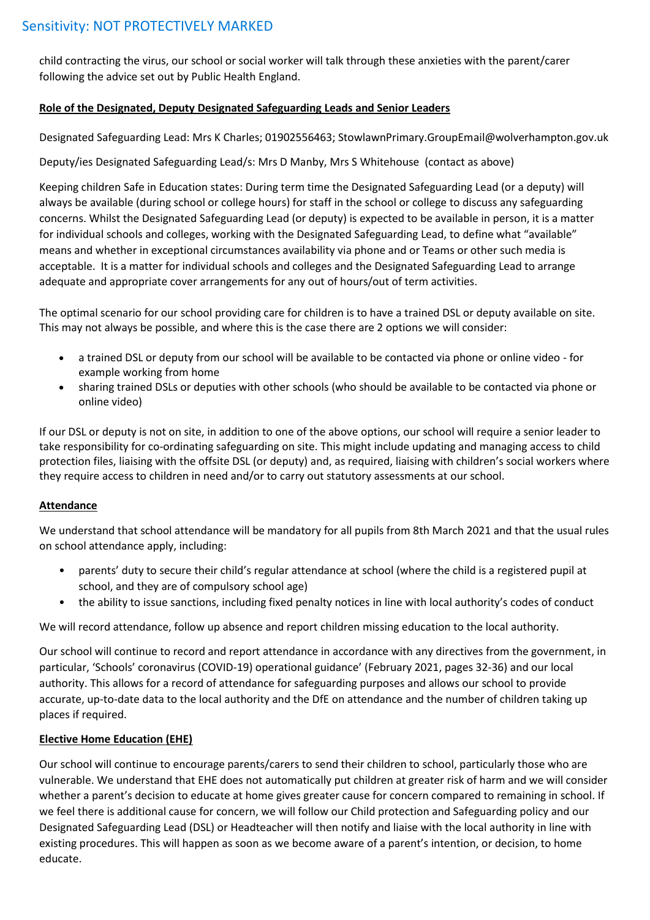child contracting the virus, our school or social worker will talk through these anxieties with the parent/carer following the advice set out by Public Health England.

**Role of the Designated, Deputy Designated Safeguarding Leads and Senior Leaders**

Designated Safeguarding Lead: Mrs K Charles; 01902556463; StowlawnPrimary.GroupEmail@wolverhampton.gov.uk

Deputy/ies Designated Safeguarding Lead/s: Mrs D Manby, Mrs S Whitehouse (contact as above)

Keeping children Safe in Education states: During term time the Designated Safeguarding Lead (or a deputy) will always be available (during school or college hours) for staff in the school or college to discuss any safeguarding concerns. Whilst the Designated Safeguarding Lead (or deputy) is expected to be available in person, it is a matter for individual schools and colleges, working with the Designated Safeguarding Lead, to define what "available" means and whether in exceptional circumstances availability via phone and or Teams or other such media is acceptable. It is a matter for individual schools and colleges and the Designated Safeguarding Lead to arrange adequate and appropriate cover arrangements for any out of hours/out of term activities.

The optimal scenario for our school providing care for children is to have a trained DSL or deputy available on site. This may not always be possible, and where this is the case there are 2 options we will consider:

- a trained DSL or deputy from our school will be available to be contacted via phone or online video - for example working from home
- sharing trained DSLs or deputies with other schools (who should be available to be contacted via phone or online video)

If our DSL or deputy is not on site, in addition to one of the above options, our school will require a senior leader to take responsibility for co-ordinating safeguarding on site. This might include updating and managing access to child protection files, liaising with the offsite DSL (or deputy) and, as required, liaising with children's social workers where they require access to children in need and/or to carry out statutory assessments at our school.

**Attendance**

We understand that school attendance will be mandatory for all pupils from 8th March 2021 and that the usual rules on school attendance apply, including:

- parents' duty to secure their child's regular attendance at school (where the child is a registered pupil at school, and they are of compulsory school age)
- the ability to issue sanctions, including fixed penalty notices in line with local authority's codes of conduct

We will record attendance, follow up absence and report children missing education to the local authority.

Our school will continue to record and report attendance in accordance with any directives from the government, in particular, 'Schools' coronavirus (COVID-19) operational guidance' (February 2021, pages 32-36) and our local authority. This allows for a record of attendance for safeguarding purposes and allows our school to provide accurate, up-to-date data to the local authority and the DfE on attendance and the number of children taking up places if required.

**Elective Home Education (EHE)**

Our school will continue to encourage parents/carers to send their children to school, particularly those who are vulnerable. We understand that EHE does not automatically put children at greater risk of harm and we will consider whether a parent's decision to educate at home gives greater cause for concern compared to remaining in school. If we feel there is additional cause for concern, we will follow our Child protection and Safeguarding policy and our Designated Safeguarding Lead (DSL) or Headteacher will then notify and liaise with the local authority in line with existing procedures. This will happen as soon as we become aware of a parent's intention, or decision, to home educate.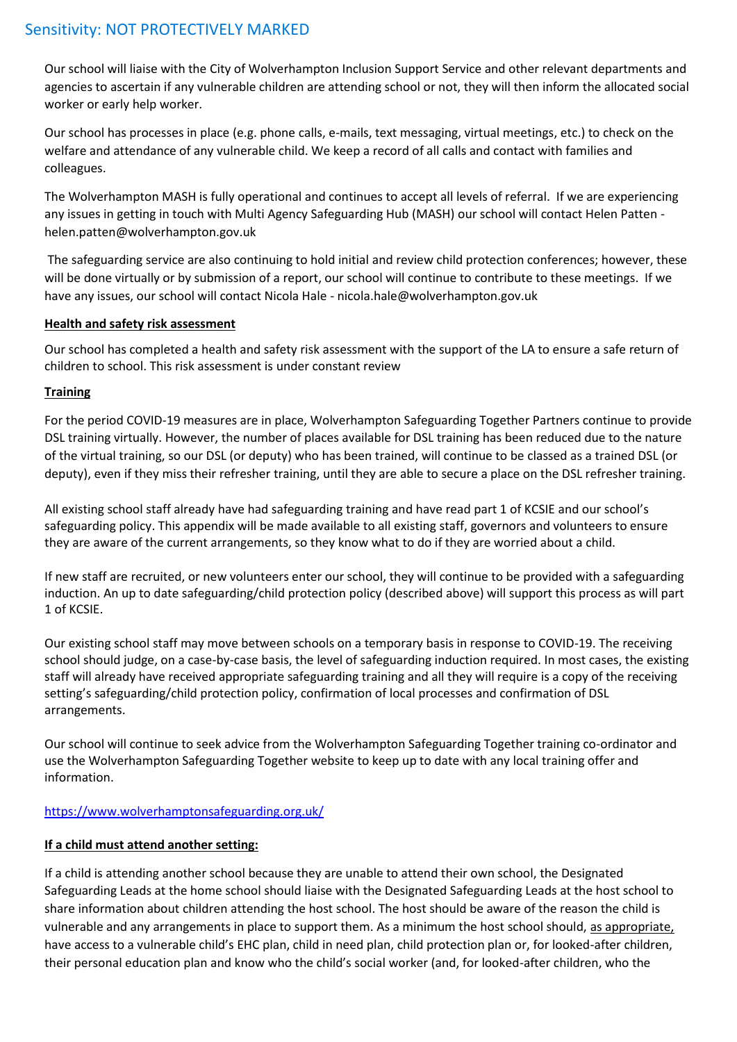Our school will liaise with the City of Wolverhampton Inclusion Support Service and other relevant departments and agencies to ascertain if any vulnerable children are attending school or not, they will then inform the allocated social worker or early help worker.

Our school has processes in place (e.g. phone calls, e-mails, text messaging, virtual meetings, etc.) to check on the welfare and attendance of any vulnerable child. We keep a record of all calls and contact with families and colleagues.

The Wolverhampton MASH is fully operational and continues to accept all levels of referral. If we are experiencing any issues in getting in touch with Multi Agency Safeguarding Hub (MASH) our school will contact Helen Patten - helen.patten@wolverhampton.gov.uk

The safeguarding service are also continuing to hold initial and review child protection conferences; however, these will be done virtually or by submission of a report, our school will continue to contribute to these meetings. If we have any issues, our school will contact Nicola Hale - nicola.hale@wolverhampton.gov.uk

**Health and safety risk assessment**

Our school has completed a health and safety risk assessment with the support of the LA to ensure a safe return of children to school. This risk assessment is under constant review

**Training**

For the period COVID-19 measures are in place, Wolverhampton Safeguarding Together Partners continue to provide DSL training virtually. However, the number of places available for DSL training has been reduced due to the nature of the virtual training, so our DSL (or deputy) who has been trained, will continue to be classed as a trained DSL (or deputy), even if they miss their refresher training, until they are able to secure a place on the DSL refresher training.

All existing school staff already have had safeguarding training and have read part 1 of KCSIE and our school's safeguarding policy. This appendix will be made available to all existing staff, governors and volunteers to ensure they are aware of the current arrangements, so they know what to do if they are worried about a child.

If new staff are recruited, or new volunteers enter our school, they will continue to be provided with a safeguarding induction. An up to date safeguarding/child protection policy (described above) will support this process as will part 1 of KCSIE.

Our existing school staff may move between schools on a temporary basis in response to COVID-19. The receiving school should judge, on a case-by-case basis, the level of safeguarding induction required. In most cases, the existing staff will already have received appropriate safeguarding training and all they will require is a copy of the receiving setting's safeguarding/child protection policy, confirmation of local processes and confirmation of DSL arrangements.

Our school will continue to seek advice from the Wolverhampton Safeguarding Together training co-ordinator and use the Wolverhampton Safeguarding Together website to keep up to date with any local training offer and information.

https://www.wolverhamptonsafeguarding.org.uk/

**If a child must attend another setting:**

If a child is attending another school because they are unable to attend their own school, the Designated Safeguarding Leads at the home school should liaise with the Designated Safeguarding Leads at the host school to share information about children attending the host school. The host should be aware of the reason the child is vulnerable and any arrangements in place to support them. As a minimum the host school should, as appropriate, have access to a vulnerable child's EHC plan, child in need plan, child protection plan or, for looked-after children, their personal education plan and know who the child's social worker (and, for looked-after children, who the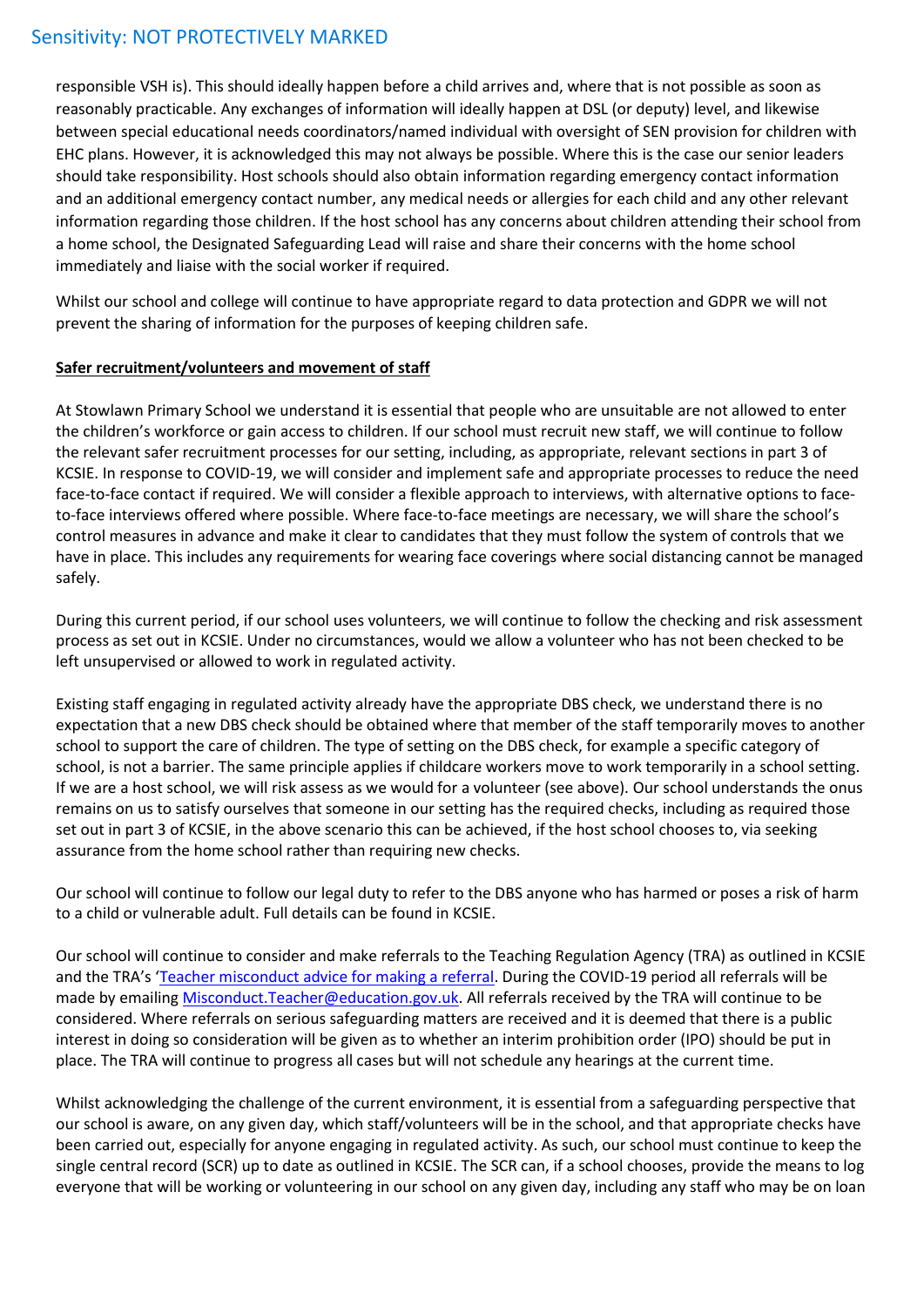responsible VSH is). This should ideally happen before a child arrives and, where that is not possible as soon as reasonably practicable. Any exchanges of information will ideally happen at DSL (or deputy) level, and likewise between special educational needs coordinators/named individual with oversight of SEN provision for children with EHC plans. However, it is acknowledged this may not always be possible. Where this is the case our senior leaders should take responsibility. Host schools should also obtain information regarding emergency contact information and an additional emergency contact number, any medical needs or allergies for each child and any other relevant information regarding those children. If the host school has any concerns about children attending their school from a home school, the Designated Safeguarding Lead will raise and share their concerns with the home school immediately and liaise with the social worker if required.

Whilst our school and college will continue to have appropriate regard to data protection and GDPR we will not prevent the sharing of information for the purposes of keeping children safe.

**Safer recruitment/volunteers and movement of staff**

At Stowlawn Primary School we understand it is essential that people who are unsuitable are not allowed to enter the children's workforce or gain access to children. If our school must recruit new staff, we will continue to follow the relevant safer recruitment processes for our setting, including, as appropriate, relevant sections in part 3 of KCSIE. In response to COVID-19, we will consider and implement safe and appropriate processes to reduce the need face-to-face contact if required. We will consider a flexible approach to interviews, with alternative options to face-to-face interviews offered where possible. Where face-to-face meetings are necessary, we will share the school's control measures in advance and make it clear to candidates that they must follow the system of controls that we have in place. This includes any requirements for wearing face coverings where social distancing cannot be managed safely.

During this current period, if our school uses volunteers, we will continue to follow the checking and risk assessment process as set out in KCSIE. Under no circumstances, would we allow a volunteer who has not been checked to be left unsupervised or allowed to work in regulated activity.

Existing staff engaging in regulated activity already have the appropriate DBS check, we understand there is no expectation that a new DBS check should be obtained where that member of the staff temporarily moves to another school to support the care of children. The type of setting on the DBS check, for example a specific category of school, is not a barrier. The same principle applies if childcare workers move to work temporarily in a school setting. If we are a host school, we will risk assess as we would for a volunteer (see above). Our school understands the onus remains on us to satisfy ourselves that someone in our setting has the required checks, including as required those set out in part 3 of KCSIE, in the above scenario this can be achieved, if the host school chooses to, via seeking assurance from the home school rather than requiring new checks.

Our school will continue to follow our legal duty to refer to the DBS anyone who has harmed or poses a risk of harm to a child or vulnerable adult. Full details can be found in KCSIE.

Our school will continue to consider and make referrals to the Teaching Regulation Agency (TRA) as outlined in KCSIE and the TRA's '[Teacher misconduct advice for making a referral](). During the COVID-19 period all referrals will be made by emailing [Misconduct.Teacher@education.gov.uk](mailto:Misconduct.Teacher@education.gov.uk). All referrals received by the TRA will continue to be considered. Where referrals on serious safeguarding matters are received and it is deemed that there is a public interest in doing so consideration will be given as to whether an interim prohibition order (IPO) should be put in place. The TRA will continue to progress all cases but will not schedule any hearings at the current time.

Whilst acknowledging the challenge of the current environment, it is essential from a safeguarding perspective that our school is aware, on any given day, which staff/volunteers will be in the school, and that appropriate checks have been carried out, especially for anyone engaging in regulated activity. As such, our school must continue to keep the single central record (SCR) up to date as outlined in KCSIE. The SCR can, if a school chooses, provide the means to log everyone that will be working or volunteering in our school on any given day, including any staff who may be on loan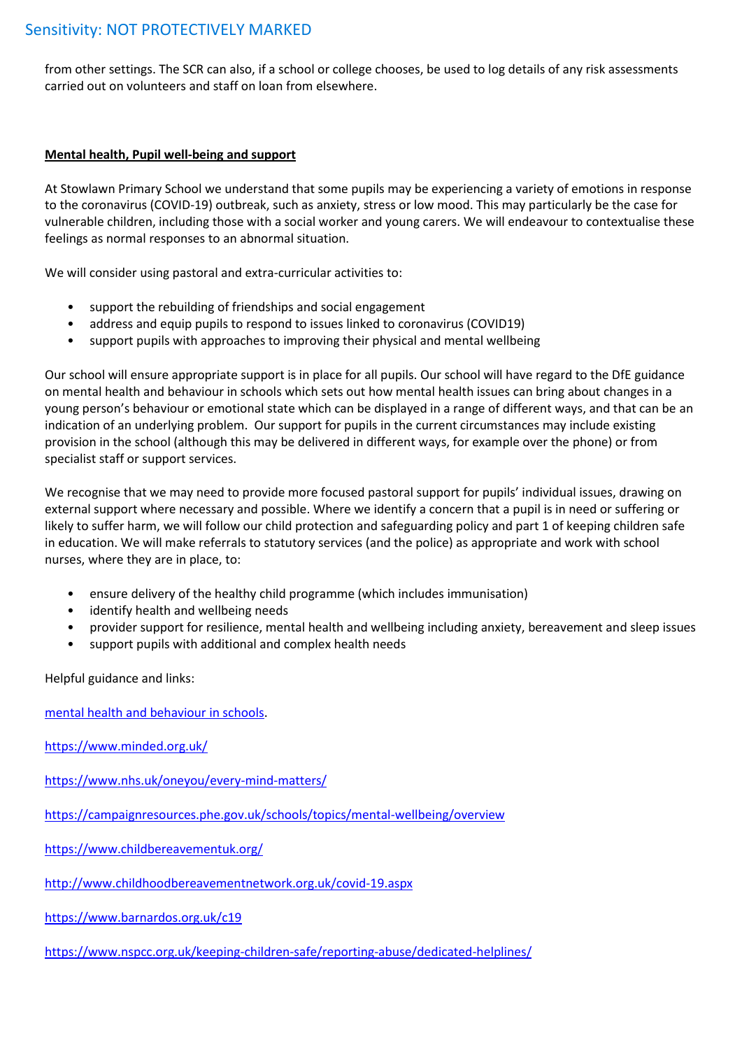from other settings. The SCR can also, if a school or college chooses, be used to log details of any risk assessments carried out on volunteers and staff on loan from elsewhere.

**Mental health, Pupil well-being and support**

At Stowlawn Primary School we understand that some pupils may be experiencing a variety of emotions in response to the coronavirus (COVID-19) outbreak, such as anxiety, stress or low mood. This may particularly be the case for vulnerable children, including those with a social worker and young carers. We will endeavour to contextualise these feelings as normal responses to an abnormal situation.

We will consider using pastoral and extra-curricular activities to:

- support the rebuilding of friendships and social engagement
- address and equip pupils to respond to issues linked to coronavirus (COVID19)
- support pupils with approaches to improving their physical and mental wellbeing

Our school will ensure appropriate support is in place for all pupils. Our school will have regard to the DfE guidance on mental health and behaviour in schools which sets out how mental health issues can bring about changes in a young person's behaviour or emotional state which can be displayed in a range of different ways, and that can be an indication of an underlying problem. Our support for pupils in the current circumstances may include existing provision in the school (although this may be delivered in different ways, for example over the phone) or from specialist staff or support services.

We recognise that we may need to provide more focused pastoral support for pupils' individual issues, drawing on external support where necessary and possible. Where we identify a concern that a pupil is in need or suffering or likely to suffer harm, we will follow our child protection and safeguarding policy and part 1 of keeping children safe in education. We will make referrals to statutory services (and the police) as appropriate and work with school nurses, where they are in place, to:

- ensure delivery of the healthy child programme (which includes immunisation)
- identify health and wellbeing needs
- provider support for resilience, mental health and wellbeing including anxiety, bereavement and sleep issues
- support pupils with additional and complex health needs

Helpful guidance and links:

mental health and behaviour in schools.

https://www.minded.org.uk/

https://www.nhs.uk/oneyou/every-mind-matters/

https://campaignresources.phe.gov.uk/schools/topics/mental-wellbeing/overview

https://www.childbereavementuk.org/

http://www.childhoodbereavementnetwork.org.uk/covid-19.aspx

https://www.barnardos.org.uk/c19

https://www.nspcc.org.uk/keeping-children-safe/reporting-abuse/dedicated-helplines/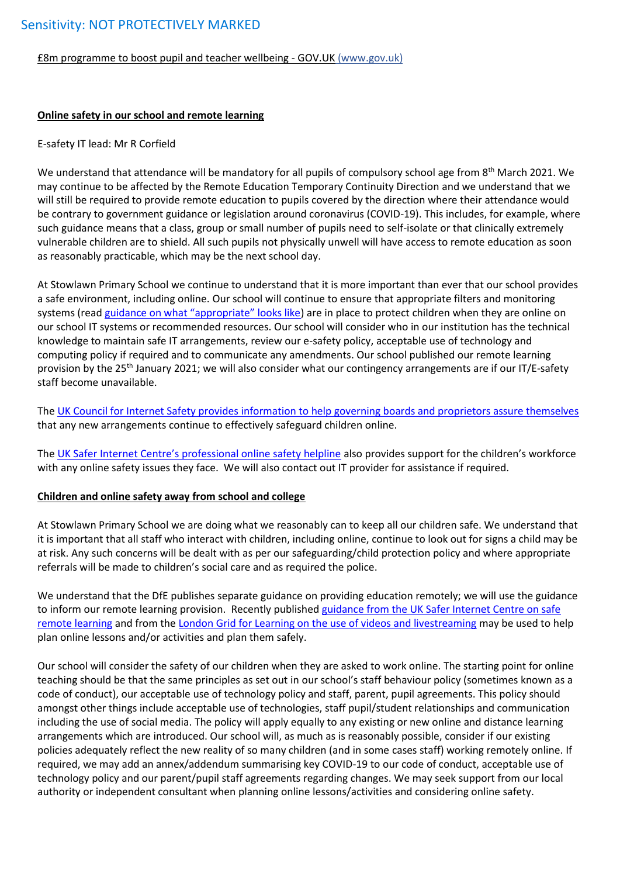£8m programme to boost pupil and teacher wellbeing - GOV.UK (www.gov.uk)

**Online safety in our school and remote learning**

E-safety IT lead: Mr R Corfield

We understand that attendance will be mandatory for all pupils of compulsory school age from 8th March 2021. We may continue to be affected by the Remote Education Temporary Continuity Direction and we understand that we will still be required to provide remote education to pupils covered by the direction where their attendance would be contrary to government guidance or legislation around coronavirus (COVID-19). This includes, for example, where such guidance means that a class, group or small number of pupils need to self-isolate or that clinically extremely vulnerable children are to shield. All such pupils not physically unwell will have access to remote education as soon as reasonably practicable, which may be the next school day.

At Stowlawn Primary School we continue to understand that it is more important than ever that our school provides a safe environment, including online. Our school will continue to ensure that appropriate filters and monitoring systems (read guidance on what "appropriate" looks like) are in place to protect children when they are online on our school IT systems or recommended resources. Our school will consider who in our institution has the technical knowledge to maintain safe IT arrangements, review our e-safety policy, acceptable use of technology and computing policy if required and to communicate any amendments. Our school published our remote learning provision by the 25th January 2021; we will also consider what our contingency arrangements are if our IT/E-safety staff become unavailable.

The UK Council for Internet Safety provides information to help governing boards and proprietors assure themselves that any new arrangements continue to effectively safeguard children online.

The UK Safer Internet Centre's professional online safety helpline also provides support for the children's workforce with any online safety issues they face. We will also contact out IT provider for assistance if required.

**Children and online safety away from school and college**

At Stowlawn Primary School we are doing what we reasonably can to keep all our children safe. We understand that it is important that all staff who interact with children, including online, continue to look out for signs a child may be at risk. Any such concerns will be dealt with as per our safeguarding/child protection policy and where appropriate referrals will be made to children's social care and as required the police.

We understand that the DfE publishes separate guidance on providing education remotely; we will use the guidance to inform our remote learning provision. Recently published guidance from the UK Safer Internet Centre on safe remote learning and from the London Grid for Learning on the use of videos and livestreaming may be used to help plan online lessons and/or activities and plan them safely.

Our school will consider the safety of our children when they are asked to work online. The starting point for online teaching should be that the same principles as set out in our school's staff behaviour policy (sometimes known as a code of conduct), our acceptable use of technology policy and staff, parent, pupil agreements. This policy should amongst other things include acceptable use of technologies, staff pupil/student relationships and communication including the use of social media. The policy will apply equally to any existing or new online and distance learning arrangements which are introduced. Our school will, as much as is reasonably possible, consider if our existing policies adequately reflect the new reality of so many children (and in some cases staff) working remotely online. If required, we may add an annex/addendum summarising key COVID-19 to our code of conduct, acceptable use of technology policy and our parent/pupil staff agreements regarding changes. We may seek support from our local authority or independent consultant when planning online lessons/activities and considering online safety.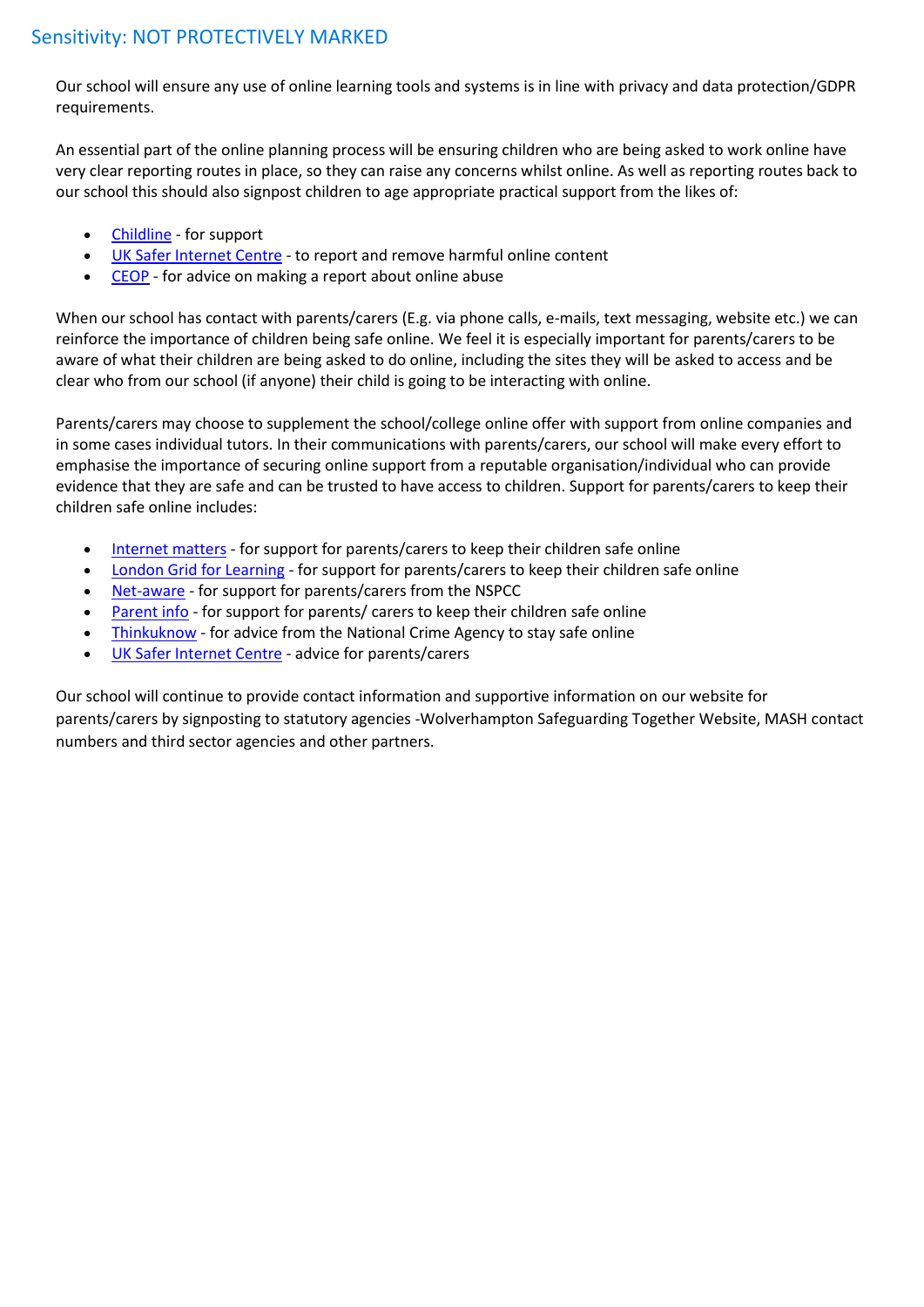Our school will ensure any use of online learning tools and systems is in line with privacy and data protection/GDPR requirements.

An essential part of the online planning process will be ensuring children who are being asked to work online have very clear reporting routes in place, so they can raise any concerns whilst online. As well as reporting routes back to our school this should also signpost children to age appropriate practical support from the likes of:

- Childline - for support
- UK Safer Internet Centre - to report and remove harmful online content
- CEOP - for advice on making a report about online abuse

When our school has contact with parents/carers (E.g. via phone calls, e-mails, text messaging, website etc.) we can reinforce the importance of children being safe online. We feel it is especially important for parents/carers to be aware of what their children are being asked to do online, including the sites they will be asked to access and be clear who from our school (if anyone) their child is going to be interacting with online.

Parents/carers may choose to supplement the school/college online offer with support from online companies and in some cases individual tutors. In their communications with parents/carers, our school will make every effort to emphasise the importance of securing online support from a reputable organisation/individual who can provide evidence that they are safe and can be trusted to have access to children. Support for parents/carers to keep their children safe online includes:

- Internet matters - for support for parents/carers to keep their children safe online
- London Grid for Learning - for support for parents/carers to keep their children safe online
- Net-aware - for support for parents/carers from the NSPCC
- Parent info - for support for parents/ carers to keep their children safe online
- Thinkuknow - for advice from the National Crime Agency to stay safe online
- UK Safer Internet Centre - advice for parents/carers

Our school will continue to provide contact information and supportive information on our website for parents/carers by signposting to statutory agencies -Wolverhampton Safeguarding Together Website, MASH contact numbers and third sector agencies and other partners.